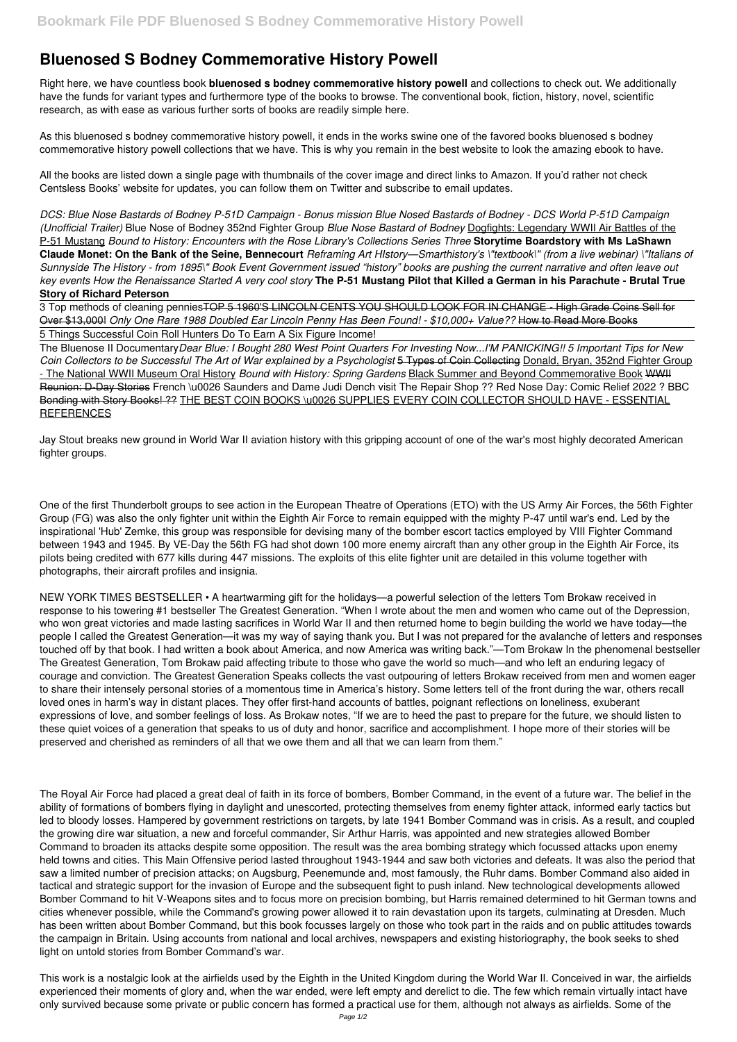# Bluenosed S Bodney Commemorative History Powell

Right here, we have countless book **bluenosed s bodney commemorative history powell** and collections to check out. We additionally have the funds for variant types and furthermore type of the books to browse. The conventional book, fiction, history, novel, scientific research, as with ease as various further sorts of books are readily simple here.

As this bluenosed s bodney commemorative history powell, it ends in the works swine one of the favored books bluenosed s bodney commemorative history powell collections that we have. This is why you remain in the best website to look the amazing ebook to have.

All the books are listed down a single page with thumbnails of the cover image and direct links to Amazon. If you'd rather not check Centsless Books' website for updates, you can follow them on Twitter and subscribe to email updates.

*DCS: Blue Nose Bastards of Bodney P-51D Campaign - Bonus mission Blue Nosed Bastards of Bodney - DCS World P-51D Campaign (Unofficial Trailer)* Blue Nose of Bodney 352nd Fighter Group *Blue Nose Bastard of Bodney* Dogfights: Legendary WWII Air Battles of the P-51 Mustang *Bound to History: Encounters with the Rose Library's Collections Series Three* **Storytime Boardstory with Ms LaShawn Claude Monet: On the Bank of the Seine, Bennecourt** *Reframing Art HIstory—Smarthistory's \"textbook\" (from a live webinar) \"Italians of Sunnyside The History - from 1895\" Book Event Government issued "history" books are pushing the current narrative and often leave out key events How the Renaissance Started A very cool story* **The P-51 Mustang Pilot that Killed a German in his Parachute - Brutal True Story of Richard Peterson**

3 Top methods of cleaning pennies ~~TOP 5 1960'S LINCOLN CENTS YOU SHOULD LOOK FOR IN CHANGE - High Grade Coins Sell for Over $13,000!~~ *Only One Rare 1988 Doubled Ear Lincoln Penny Has Been Found! - $10,000+ Value??* ~~How to Read More Books~~

5 Things Successful Coin Roll Hunters Do To Earn A Six Figure Income!

The Bluenose II Documentary *Dear Blue: I Bought 280 West Point Quarters For Investing Now...I'M PANICKING!! 5 Important Tips for New Coin Collectors to be Successful The Art of War explained by a Psychologist* ~~5 Types of Coin Collecting~~ Donald, Bryan, 352nd Fighter Group - The National WWII Museum Oral History *Bound with History: Spring Gardens* Black Summer and Beyond Commemorative Book ~~WWII Reunion: D-Day Stories~~ French \u0026 Saunders and Dame Judi Dench visit The Repair Shop ?? Red Nose Day: Comic Relief 2022 ? BBC ~~Bonding with Story Books! ??~~ THE BEST COIN BOOKS \u0026 SUPPLIES EVERY COIN COLLECTOR SHOULD HAVE - ESSENTIAL REFERENCES

Jay Stout breaks new ground in World War II aviation history with this gripping account of one of the war's most highly decorated American fighter groups.

One of the first Thunderbolt groups to see action in the European Theatre of Operations (ETO) with the US Army Air Forces, the 56th Fighter Group (FG) was also the only fighter unit within the Eighth Air Force to remain equipped with the mighty P-47 until war's end. Led by the inspirational 'Hub' Zemke, this group was responsible for devising many of the bomber escort tactics employed by VIII Fighter Command between 1943 and 1945. By VE-Day the 56th FG had shot down 100 more enemy aircraft than any other group in the Eighth Air Force, its pilots being credited with 677 kills during 447 missions. The exploits of this elite fighter unit are detailed in this volume together with photographs, their aircraft profiles and insignia.

NEW YORK TIMES BESTSELLER • A heartwarming gift for the holidays—a powerful selection of the letters Tom Brokaw received in response to his towering #1 bestseller The Greatest Generation. "When I wrote about the men and women who came out of the Depression, who won great victories and made lasting sacrifices in World War II and then returned home to begin building the world we have today—the people I called the Greatest Generation—it was my way of saying thank you. But I was not prepared for the avalanche of letters and responses touched off by that book. I had written a book about America, and now America was writing back."—Tom Brokaw In the phenomenal bestseller The Greatest Generation, Tom Brokaw paid affecting tribute to those who gave the world so much—and who left an enduring legacy of courage and conviction. The Greatest Generation Speaks collects the vast outpouring of letters Brokaw received from men and women eager to share their intensely personal stories of a momentous time in America's history. Some letters tell of the front during the war, others recall loved ones in harm's way in distant places. They offer first-hand accounts of battles, poignant reflections on loneliness, exuberant expressions of love, and somber feelings of loss. As Brokaw notes, "If we are to heed the past to prepare for the future, we should listen to these quiet voices of a generation that speaks to us of duty and honor, sacrifice and accomplishment. I hope more of their stories will be preserved and cherished as reminders of all that we owe them and all that we can learn from them."

The Royal Air Force had placed a great deal of faith in its force of bombers, Bomber Command, in the event of a future war. The belief in the ability of formations of bombers flying in daylight and unescorted, protecting themselves from enemy fighter attack, informed early tactics but led to bloody losses. Hampered by government restrictions on targets, by late 1941 Bomber Command was in crisis. As a result, and coupled the growing dire war situation, a new and forceful commander, Sir Arthur Harris, was appointed and new strategies allowed Bomber Command to broaden its attacks despite some opposition. The result was the area bombing strategy which focussed attacks upon enemy held towns and cities. This Main Offensive period lasted throughout 1943-1944 and saw both victories and defeats. It was also the period that saw a limited number of precision attacks; on Augsburg, Peenemunde and, most famously, the Ruhr dams. Bomber Command also aided in tactical and strategic support for the invasion of Europe and the subsequent fight to push inland. New technological developments allowed Bomber Command to hit V-Weapons sites and to focus more on precision bombing, but Harris remained determined to hit German towns and cities whenever possible, while the Command's growing power allowed it to rain devastation upon its targets, culminating at Dresden. Much has been written about Bomber Command, but this book focusses largely on those who took part in the raids and on public attitudes towards the campaign in Britain. Using accounts from national and local archives, newspapers and existing historiography, the book seeks to shed light on untold stories from Bomber Command's war.

This work is a nostalgic look at the airfields used by the Eighth in the United Kingdom during the World War II. Conceived in war, the airfields experienced their moments of glory and, when the war ended, were left empty and derelict to die. The few which remain virtually intact have only survived because some private or public concern has formed a practical use for them, although not always as airfields. Some of the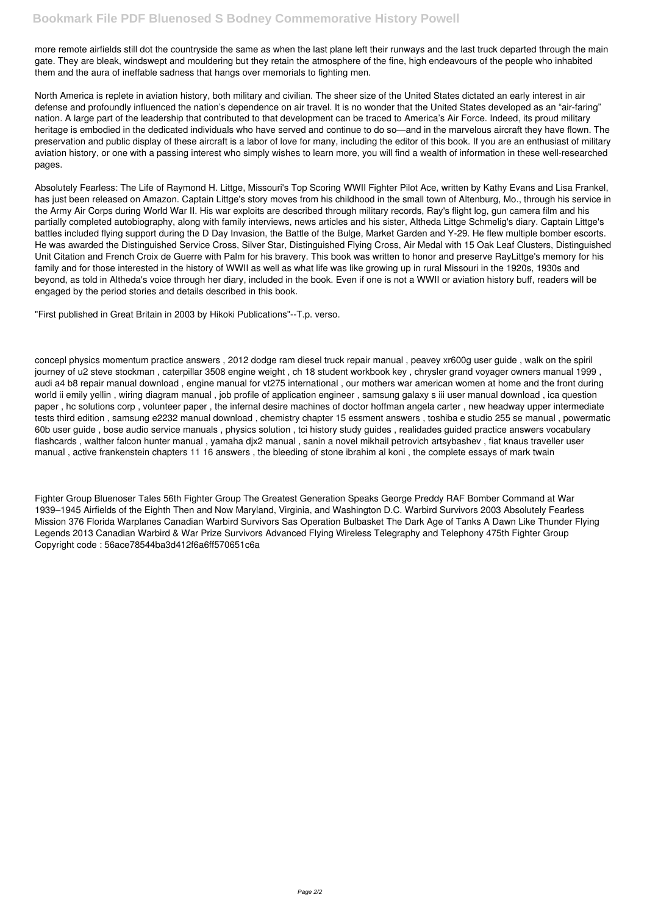more remote airfields still dot the countryside the same as when the last plane left their runways and the last truck departed through the main gate. They are bleak, windswept and mouldering but they retain the atmosphere of the fine, high endeavours of the people who inhabited them and the aura of ineffable sadness that hangs over memorials to fighting men.

North America is replete in aviation history, both military and civilian. The sheer size of the United States dictated an early interest in air defense and profoundly influenced the nation's dependence on air travel. It is no wonder that the United States developed as an "air-faring" nation. A large part of the leadership that contributed to that development can be traced to America's Air Force. Indeed, its proud military heritage is embodied in the dedicated individuals who have served and continue to do so—and in the marvelous aircraft they have flown. The preservation and public display of these aircraft is a labor of love for many, including the editor of this book. If you are an enthusiast of military aviation history, or one with a passing interest who simply wishes to learn more, you will find a wealth of information in these well-researched pages.

Absolutely Fearless: The Life of Raymond H. Littge, Missouri's Top Scoring WWII Fighter Pilot Ace, written by Kathy Evans and Lisa Frankel, has just been released on Amazon. Captain Littge's story moves from his childhood in the small town of Altenburg, Mo., through his service in the Army Air Corps during World War II. His war exploits are described through military records, Ray's flight log, gun camera film and his partially completed autobiography, along with family interviews, news articles and his sister, Altheda Littge Schmelig's diary. Captain Littge's battles included flying support during the D Day Invasion, the Battle of the Bulge, Market Garden and Y-29. He flew multiple bomber escorts. He was awarded the Distinguished Service Cross, Silver Star, Distinguished Flying Cross, Air Medal with 15 Oak Leaf Clusters, Distinguished Unit Citation and French Croix de Guerre with Palm for his bravery. This book was written to honor and preserve RayLittge's memory for his family and for those interested in the history of WWII as well as what life was like growing up in rural Missouri in the 1920s, 1930s and beyond, as told in Altheda's voice through her diary, included in the book. Even if one is not a WWII or aviation history buff, readers will be engaged by the period stories and details described in this book.

"First published in Great Britain in 2003 by Hikoki Publications"--T.p. verso.

concepl physics momentum practice answers , 2012 dodge ram diesel truck repair manual , peavey xr600g user guide , walk on the spiril journey of u2 steve stockman , caterpillar 3508 engine weight , ch 18 student workbook key , chrysler grand voyager owners manual 1999 , audi a4 b8 repair manual download , engine manual for vt275 international , our mothers war american women at home and the front during world ii emily yellin , wiring diagram manual , job profile of application engineer , samsung galaxy s iii user manual download , ica question paper , hc solutions corp , volunteer paper , the infernal desire machines of doctor hoffman angela carter , new headway upper intermediate tests third edition , samsung e2232 manual download , chemistry chapter 15 essment answers , toshiba e studio 255 se manual , powermatic 60b user guide , bose audio service manuals , physics solution , tci history study guides , realidades guided practice answers vocabulary flashcards , walther falcon hunter manual , yamaha djx2 manual , sanin a novel mikhail petrovich artsybashev , fiat knaus traveller user manual , active frankenstein chapters 11 16 answers , the bleeding of stone ibrahim al koni , the complete essays of mark twain

Fighter Group Bluenoser Tales 56th Fighter Group The Greatest Generation Speaks George Preddy RAF Bomber Command at War 1939–1945 Airfields of the Eighth Then and Now Maryland, Virginia, and Washington D.C. Warbird Survivors 2003 Absolutely Fearless Mission 376 Florida Warplanes Canadian Warbird Survivors Sas Operation Bulbasket The Dark Age of Tanks A Dawn Like Thunder Flying Legends 2013 Canadian Warbird & War Prize Survivors Advanced Flying Wireless Telegraphy and Telephony 475th Fighter Group
Copyright code : 56ace78544ba3d412f6a6ff570651c6a